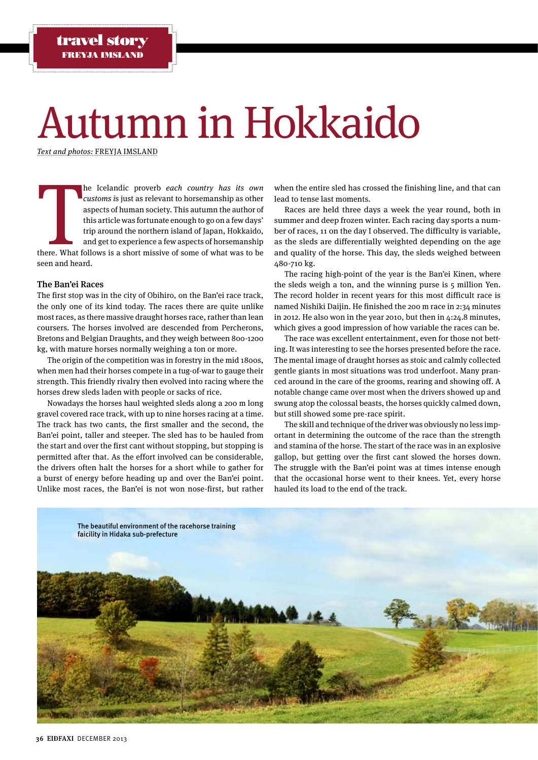travel story
FREYJA IMSLAND

# Autumn in Hokkaido

*Text and photos:* FREYJA IMSLAND

The Icelandic proverb *each country has its own customs* is just as relevant to horsemanship as other aspects of human society. This autumn the author of this article was fortunate enough to go on a few days' trip around the northern island of Japan, Hokkaido, and get to experience a few aspects of horsemanship there. What follows is a short missive of some of what was to be seen and heard.

## The Ban'ei Races

The first stop was in the city of Obihiro, on the Ban'ei race track, the only one of its kind today. The races there are quite unlike most races, as there massive draught horses race, rather than lean coursers. The horses involved are descended from Percherons, Bretons and Belgian Draughts, and they weigh between 800-1200 kg, with mature horses normally weighing a ton or more.

The origin of the competition was in forestry in the mid 1800s, when men had their horses compete in a tug-of-war to gauge their strength. This friendly rivalry then evolved into racing where the horses drew sleds laden with people or sacks of rice.

Nowadays the horses haul weighted sleds along a 200 m long gravel covered race track, with up to nine horses racing at a time. The track has two cants, the first smaller and the second, the Ban'ei point, taller and steeper. The sled has to be hauled from the start and over the first cant without stopping, but stopping is permitted after that. As the effort involved can be considerable, the drivers often halt the horses for a short while to gather for a burst of energy before heading up and over the Ban'ei point. Unlike most races, the Ban'ei is not won nose-first, but rather when the entire sled has crossed the finishing line, and that can lead to tense last moments.

Races are held three days a week the year round, both in summer and deep frozen winter. Each racing day sports a number of races, 11 on the day I observed. The difficulty is variable, as the sleds are differentially weighted depending on the age and quality of the horse. This day, the sleds weighed between 480-710 kg.

The racing high-point of the year is the Ban'ei Kinen, where the sleds weigh a ton, and the winning purse is 5 million Yen. The record holder in recent years for this most difficult race is named Nishiki Daijin. He finished the 200 m race in 2:34 minutes in 2012. He also won in the year 2010, but then in 4:24.8 minutes, which gives a good impression of how variable the races can be.

The race was excellent entertainment, even for those not betting. It was interesting to see the horses presented before the race. The mental image of draught horses as stoic and calmly collected gentle giants in most situations was trod underfoot. Many pranced around in the care of the grooms, rearing and showing off. A notable change came over most when the drivers showed up and swung atop the colossal beasts, the horses quickly calmed down, but still showed some pre-race spirit.

The skill and technique of the driver was obviously no less important in determining the outcome of the race than the strength and stamina of the horse. The start of the race was in an explosive gallop, but getting over the first cant slowed the horses down. The struggle with the Ban'ei point was at times intense enough that the occasional horse went to their knees. Yet, every horse hauled its load to the end of the track.

The beautiful environment of the racehorse training faicility in Hidaka sub-prefecture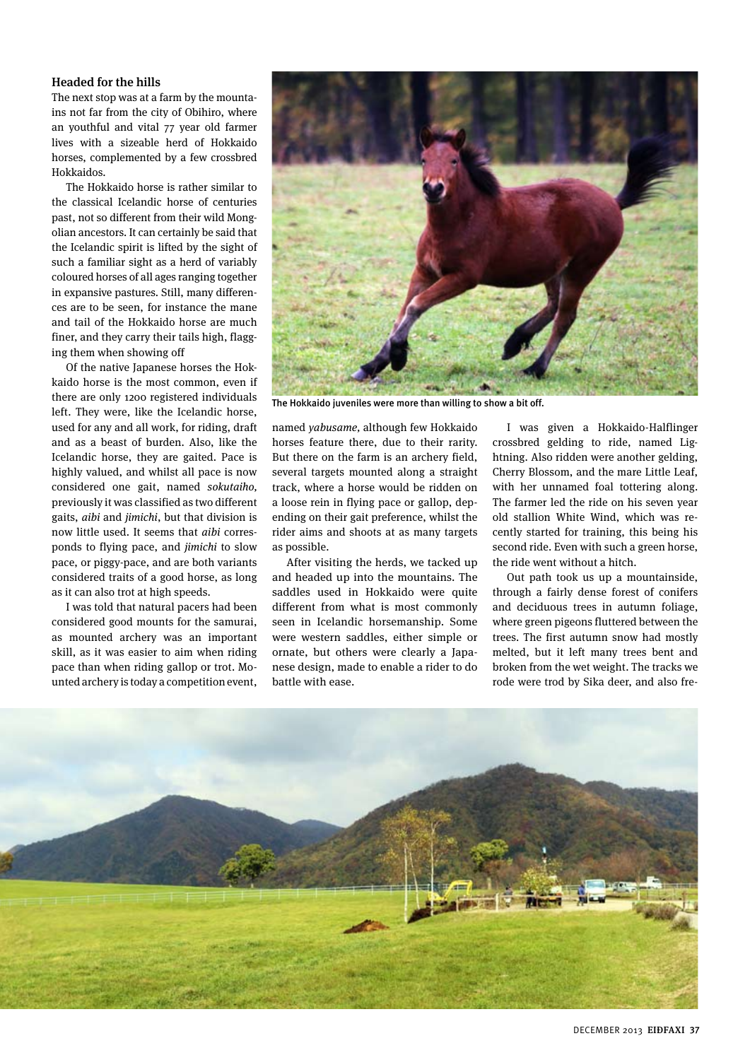### Headed for the hills

The next stop was at a farm by the mountains not far from the city of Obihiro, where an youthful and vital 77 year old farmer lives with a sizeable herd of Hokkaido horses, complemented by a few crossbred Hokkaidos.

The Hokkaido horse is rather similar to the classical Icelandic horse of centuries past, not so different from their wild Mongolian ancestors. It can certainly be said that the Icelandic spirit is lifted by the sight of such a familiar sight as a herd of variably coloured horses of all ages ranging together in expansive pastures. Still, many differences are to be seen, for instance the mane and tail of the Hokkaido horse are much finer, and they carry their tails high, flagging them when showing off

Of the native Japanese horses the Hokkaido horse is the most common, even if there are only 1200 registered individuals left. They were, like the Icelandic horse, used for any and all work, for riding, draft and as a beast of burden. Also, like the Icelandic horse, they are gaited. Pace is highly valued, and whilst all pace is now considered one gait, named *sokutaiho,* previously it was classified as two different gaits, *aibi* and *jimichi*, but that division is now little used. It seems that *aibi* corresponds to flying pace, and *jimichi* to slow pace, or piggy-pace, and are both variants considered traits of a good horse, as long as it can also trot at high speeds.

I was told that natural pacers had been considered good mounts for the samurai, as mounted archery was an important skill, as it was easier to aim when riding pace than when riding gallop or trot. Mounted archery is today a competition event, named *yabusame,* although few Hokkaido horses feature there, due to their rarity. But there on the farm is an archery field, several targets mounted along a straight track, where a horse would be ridden on a loose rein in flying pace or gallop, depending on their gait preference, whilst the rider aims and shoots at as many targets as possible.

The Hokkaido juveniles were more than willing to show a bit off.

After visiting the herds, we tacked up and headed up into the mountains. The saddles used in Hokkaido were quite different from what is most commonly seen in Icelandic horsemanship. Some were western saddles, either simple or ornate, but others were clearly a Japanese design, made to enable a rider to do battle with ease.

I was given a Hokkaido-Halflinger crossbred gelding to ride, named Lightning. Also ridden were another gelding, Cherry Blossom, and the mare Little Leaf, with her unnamed foal tottering along. The farmer led the ride on his seven year old stallion White Wind, which was recently started for training, this being his second ride. Even with such a green horse, the ride went without a hitch.

Out path took us up a mountainside, through a fairly dense forest of conifers and deciduous trees in autumn foliage, where green pigeons fluttered between the trees. The first autumn snow had mostly melted, but it left many trees bent and broken from the wet weight. The tracks we rode were trod by Sika deer, and also fre-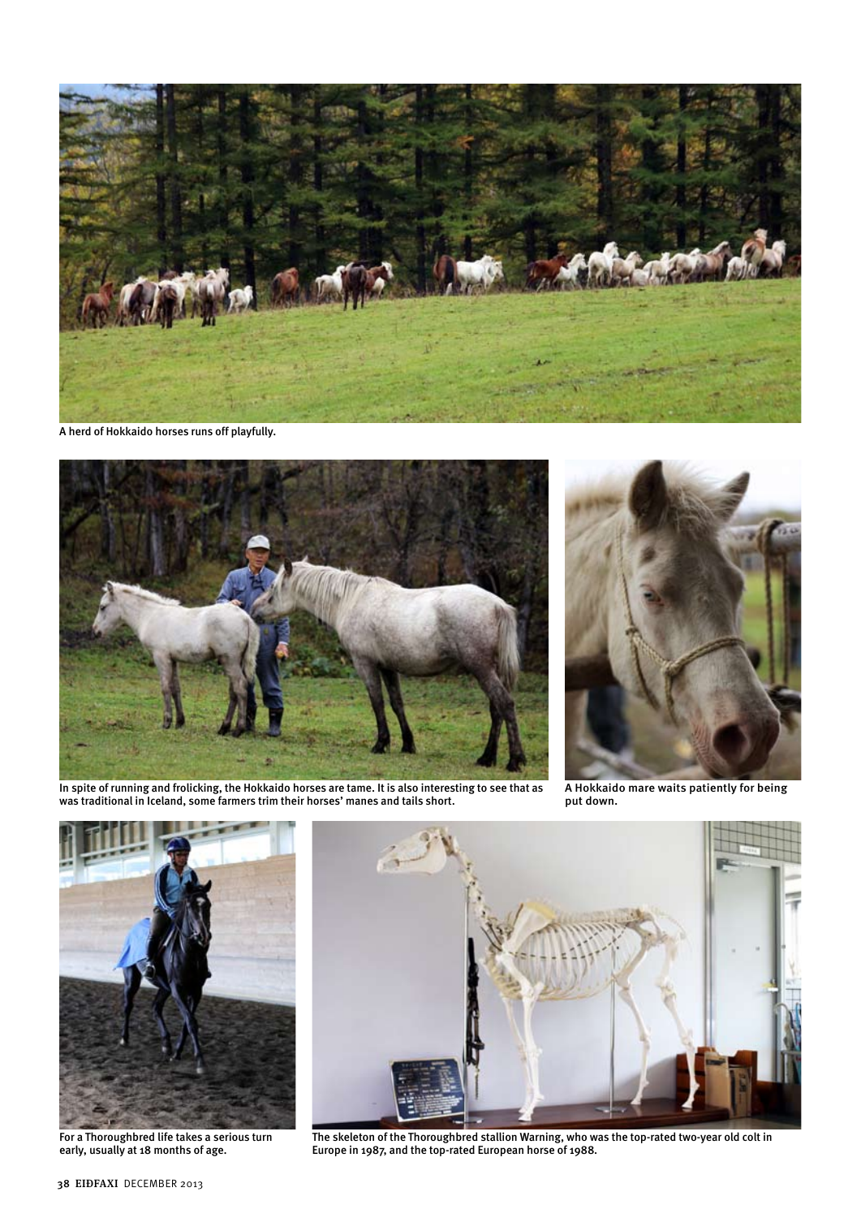A herd of Hokkaido horses runs off playfully.

In spite of running and frolicking, the Hokkaido horses are tame. It is also interesting to see that as was traditional in Iceland, some farmers trim their horses' manes and tails short.

A Hokkaido mare waits patiently for being put down.

For a Thoroughbred life takes a serious turn early, usually at 18 months of age.

The skeleton of the Thoroughbred stallion Warning, who was the top-rated two-year old colt in Europe in 1987, and the top-rated European horse of 1988.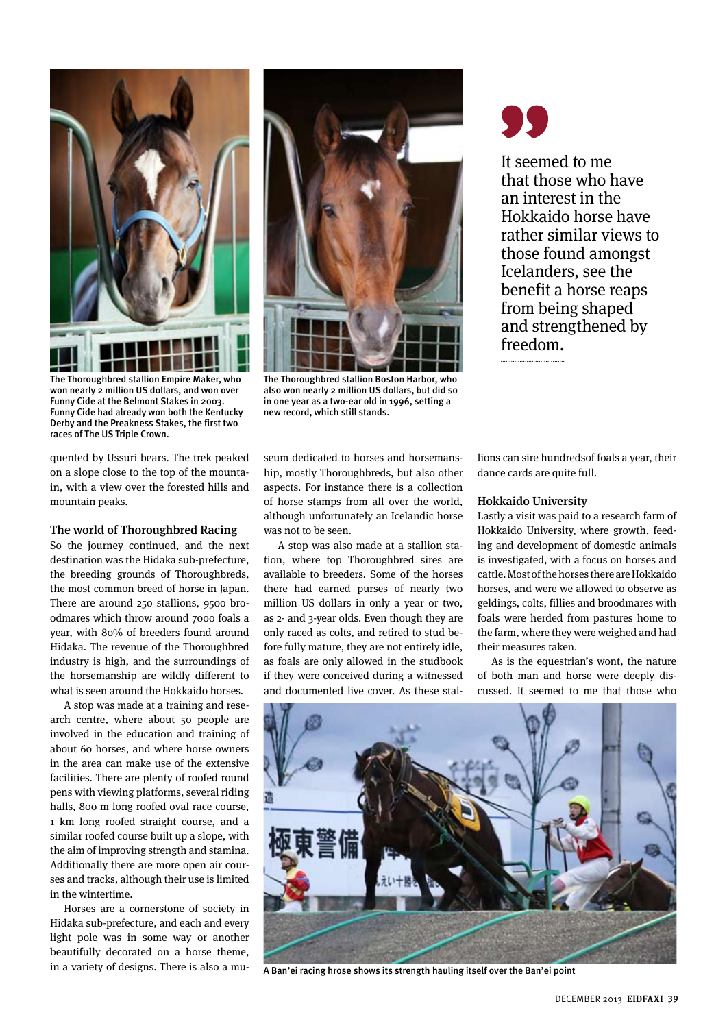The Thoroughbred stallion Empire Maker, who won nearly 2 million US dollars, and won over Funny Cide at the Belmont Stakes in 2003. Funny Cide had already won both the Kentucky Derby and the Preakness Stakes, the first two races of The US Triple Crown.

The Thoroughbred stallion Boston Harbor, who also won nearly 2 million US dollars, but did so in one year as a two-ear old in 1996, setting a new record, which still stands.

> It seemed to me that those who have an interest in the Hokkaido horse have rather similar views to those found amongst Icelanders, see the benefit a horse reaps from being shaped and strengthened by freedom.

quented by Ussuri bears. The trek peaked on a slope close to the top of the mountain, with a view over the forested hills and mountain peaks.

### The world of Thoroughbred Racing

So the journey continued, and the next destination was the Hidaka sub-prefecture, the breeding grounds of Thoroughbreds, the most common breed of horse in Japan. There are around 250 stallions, 9500 broodmares which throw around 7000 foals a year, with 80% of breeders found around Hidaka. The revenue of the Thoroughbred industry is high, and the surroundings of the horsemanship are wildly different to what is seen around the Hokkaido horses.

A stop was made at a training and research centre, where about 50 people are involved in the education and training of about 60 horses, and where horse owners in the area can make use of the extensive facilities. There are plenty of roofed round pens with viewing platforms, several riding halls, 800 m long roofed oval race course, 1 km long roofed straight course, and a similar roofed course built up a slope, with the aim of improving strength and stamina. Additionally there are more open air courses and tracks, although their use is limited in the wintertime.

Horses are a cornerstone of society in Hidaka sub-prefecture, and each and every light pole was in some way or another beautifully decorated on a horse theme, in a variety of designs. There is also a museum dedicated to horses and horsemanship, mostly Thoroughbreds, but also other aspects. For instance there is a collection of horse stamps from all over the world, although unfortunately an Icelandic horse was not to be seen.

A stop was also made at a stallion station, where top Thoroughbred sires are available to breeders. Some of the horses there had earned purses of nearly two million US dollars in only a year or two, as 2- and 3-year olds. Even though they are only raced as colts, and retired to stud before fully mature, they are not entirely idle, as foals are only allowed in the studbook if they were conceived during a witnessed and documented live cover. As these stallions can sire hundredsof foals a year, their dance cards are quite full.

### Hokkaido University

Lastly a visit was paid to a research farm of Hokkaido University, where growth, feeding and development of domestic animals is investigated, with a focus on horses and cattle. Most of the horses there are Hokkaido horses, and were we allowed to observe as geldings, colts, fillies and broodmares with foals were herded from pastures home to the farm, where they were weighed and had their measures taken.

As is the equestrian's wont, the nature of both man and horse were deeply discussed. It seemed to me that those who

A Ban'ei racing hrose shows its strength hauling itself over the Ban'ei point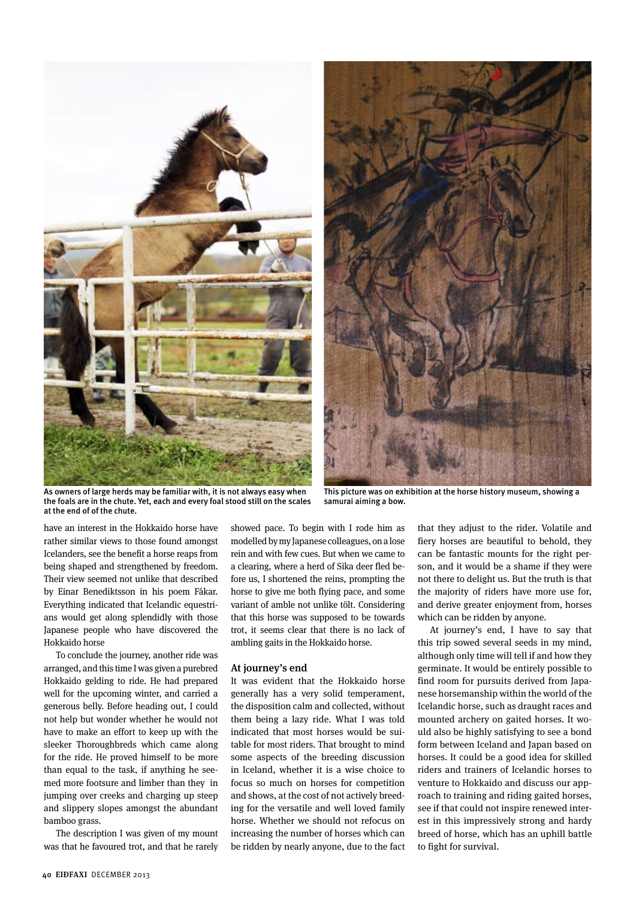As owners of large herds may be familiar with, it is not always easy when the foals are in the chute. Yet, each and every foal stood still on the scales at the end of of the chute.

This picture was on exhibition at the horse history museum, showing a samurai aiming a bow.

have an interest in the Hokkaido horse have rather similar views to those found amongst Icelanders, see the benefit a horse reaps from being shaped and strengthened by freedom. Their view seemed not unlike that described by Einar Benediktsson in his poem Fákar. Everything indicated that Icelandic equestrians would get along splendidly with those Japanese people who have discovered the Hokkaido horse

To conclude the journey, another ride was arranged, and this time I was given a purebred Hokkaido gelding to ride. He had prepared well for the upcoming winter, and carried a generous belly. Before heading out, I could not help but wonder whether he would not have to make an effort to keep up with the sleeker Thoroughbreds which came along for the ride. He proved himself to be more than equal to the task, if anything he seemed more footsure and limber than they in jumping over creeks and charging up steep and slippery slopes amongst the abundant bamboo grass.

The description I was given of my mount was that he favoured trot, and that he rarely showed pace. To begin with I rode him as modelled by my Japanese colleagues, on a lose rein and with few cues. But when we came to a clearing, where a herd of Sika deer fled before us, I shortened the reins, prompting the horse to give me both flying pace, and some variant of amble not unlike tölt. Considering that this horse was supposed to be towards trot, it seems clear that there is no lack of ambling gaits in the Hokkaido horse.

## At journey's end

It was evident that the Hokkaido horse generally has a very solid temperament, the disposition calm and collected, without them being a lazy ride. What I was told indicated that most horses would be suitable for most riders. That brought to mind some aspects of the breeding discussion in Iceland, whether it is a wise choice to focus so much on horses for competition and shows, at the cost of not actively breeding for the versatile and well loved family horse. Whether we should not refocus on increasing the number of horses which can be ridden by nearly anyone, due to the fact that they adjust to the rider. Volatile and fiery horses are beautiful to behold, they can be fantastic mounts for the right person, and it would be a shame if they were not there to delight us. But the truth is that the majority of riders have more use for, and derive greater enjoyment from, horses which can be ridden by anyone.

At journey's end, I have to say that this trip sowed several seeds in my mind, although only time will tell if and how they germinate. It would be entirely possible to find room for pursuits derived from Japanese horsemanship within the world of the Icelandic horse, such as draught races and mounted archery on gaited horses. It would also be highly satisfying to see a bond form between Iceland and Japan based on horses. It could be a good idea for skilled riders and trainers of Icelandic horses to venture to Hokkaido and discuss our approach to training and riding gaited horses, see if that could not inspire renewed interest in this impressively strong and hardy breed of horse, which has an uphill battle to fight for survival.